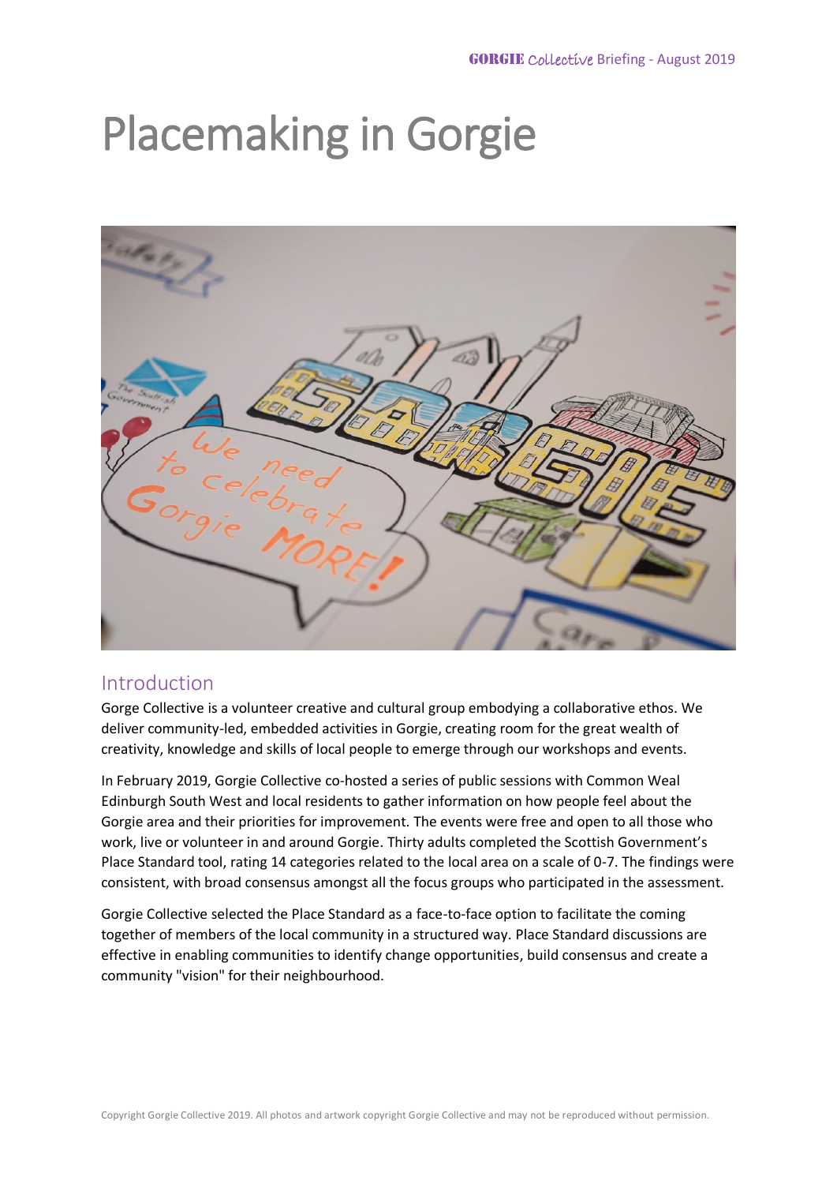# Placemaking in Gorgie

## Introduction

Gorge Collective is a volunteer creative and cultural group embodying a collaborative ethos. We deliver community-led, embedded activities in Gorgie, creating room for the great wealth of creativity, knowledge and skills of local people to emerge through our workshops and events.

In February 2019, Gorgie Collective co-hosted a series of public sessions with Common Weal Edinburgh South West and local residents to gather information on how people feel about the Gorgie area and their priorities for improvement. The events were free and open to all those who work, live or volunteer in and around Gorgie. Thirty adults completed the Scottish Government's Place Standard tool, rating 14 categories related to the local area on a scale of 0-7. The findings were consistent, with broad consensus amongst all the focus groups who participated in the assessment.

Gorgie Collective selected the Place Standard as a face-to-face option to facilitate the coming together of members of the local community in a structured way. Place Standard discussions are effective in enabling communities to identify change opportunities, build consensus and create a community "vision" for their neighbourhood.

Copyright Gorgie Collective 2019. All photos and artwork copyright Gorgie Collective and may not be reproduced without permission.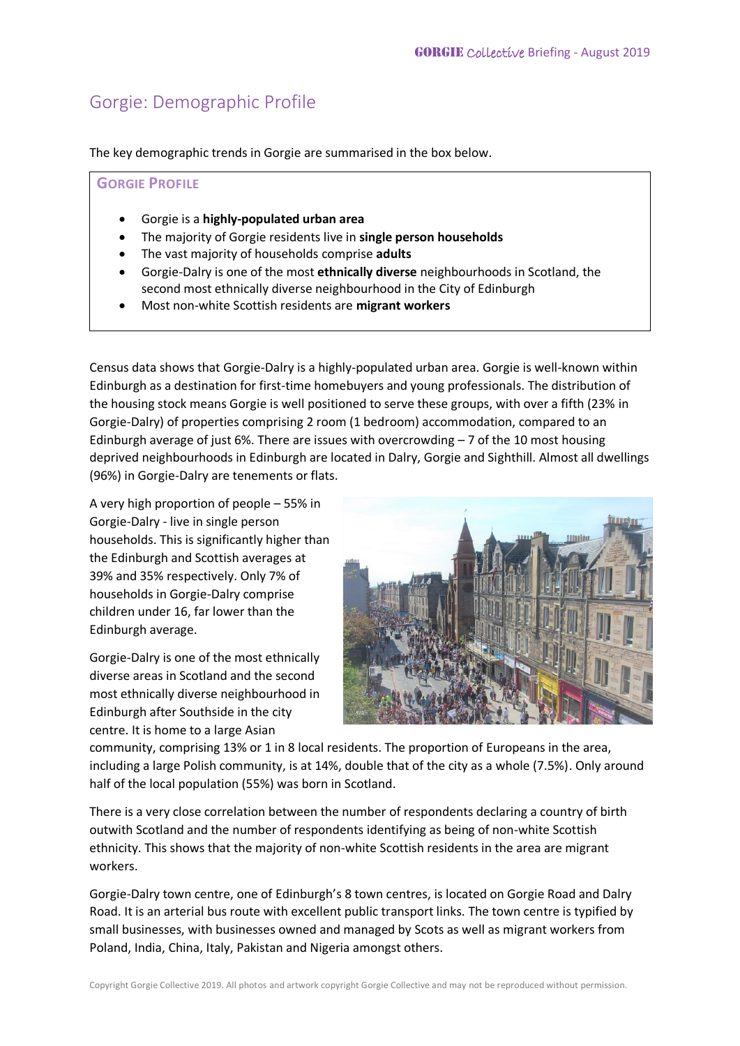# Gorgie: Demographic Profile

The key demographic trends in Gorgie are summarised in the box below.

## GORGIE PROFILE

- Gorgie is a **highly-populated urban area**
- The majority of Gorgie residents live in **single person households**
- The vast majority of households comprise **adults**
- Gorgie-Dalry is one of the most **ethnically diverse** neighbourhoods in Scotland, the second most ethnically diverse neighbourhood in the City of Edinburgh
- Most non-white Scottish residents are **migrant workers**

Census data shows that Gorgie-Dalry is a highly-populated urban area. Gorgie is well-known within Edinburgh as a destination for first-time homebuyers and young professionals. The distribution of the housing stock means Gorgie is well positioned to serve these groups, with over a fifth (23% in Gorgie-Dalry) of properties comprising 2 room (1 bedroom) accommodation, compared to an Edinburgh average of just 6%. There are issues with overcrowding – 7 of the 10 most housing deprived neighbourhoods in Edinburgh are located in Dalry, Gorgie and Sighthill. Almost all dwellings (96%) in Gorgie-Dalry are tenements or flats.

A very high proportion of people – 55% in Gorgie-Dalry - live in single person households. This is significantly higher than the Edinburgh and Scottish averages at 39% and 35% respectively. Only 7% of households in Gorgie-Dalry comprise children under 16, far lower than the Edinburgh average.

Gorgie-Dalry is one of the most ethnically diverse areas in Scotland and the second most ethnically diverse neighbourhood in Edinburgh after Southside in the city centre. It is home to a large Asian community, comprising 13% or 1 in 8 local residents. The proportion of Europeans in the area, including a large Polish community, is at 14%, double that of the city as a whole (7.5%). Only around half of the local population (55%) was born in Scotland.

There is a very close correlation between the number of respondents declaring a country of birth outwith Scotland and the number of respondents identifying as being of non-white Scottish ethnicity. This shows that the majority of non-white Scottish residents in the area are migrant workers.

Gorgie-Dalry town centre, one of Edinburgh's 8 town centres, is located on Gorgie Road and Dalry Road. It is an arterial bus route with excellent public transport links. The town centre is typified by small businesses, with businesses owned and managed by Scots as well as migrant workers from Poland, India, China, Italy, Pakistan and Nigeria amongst others.

Copyright Gorgie Collective 2019. All photos and artwork copyright Gorgie Collective and may not be reproduced without permission.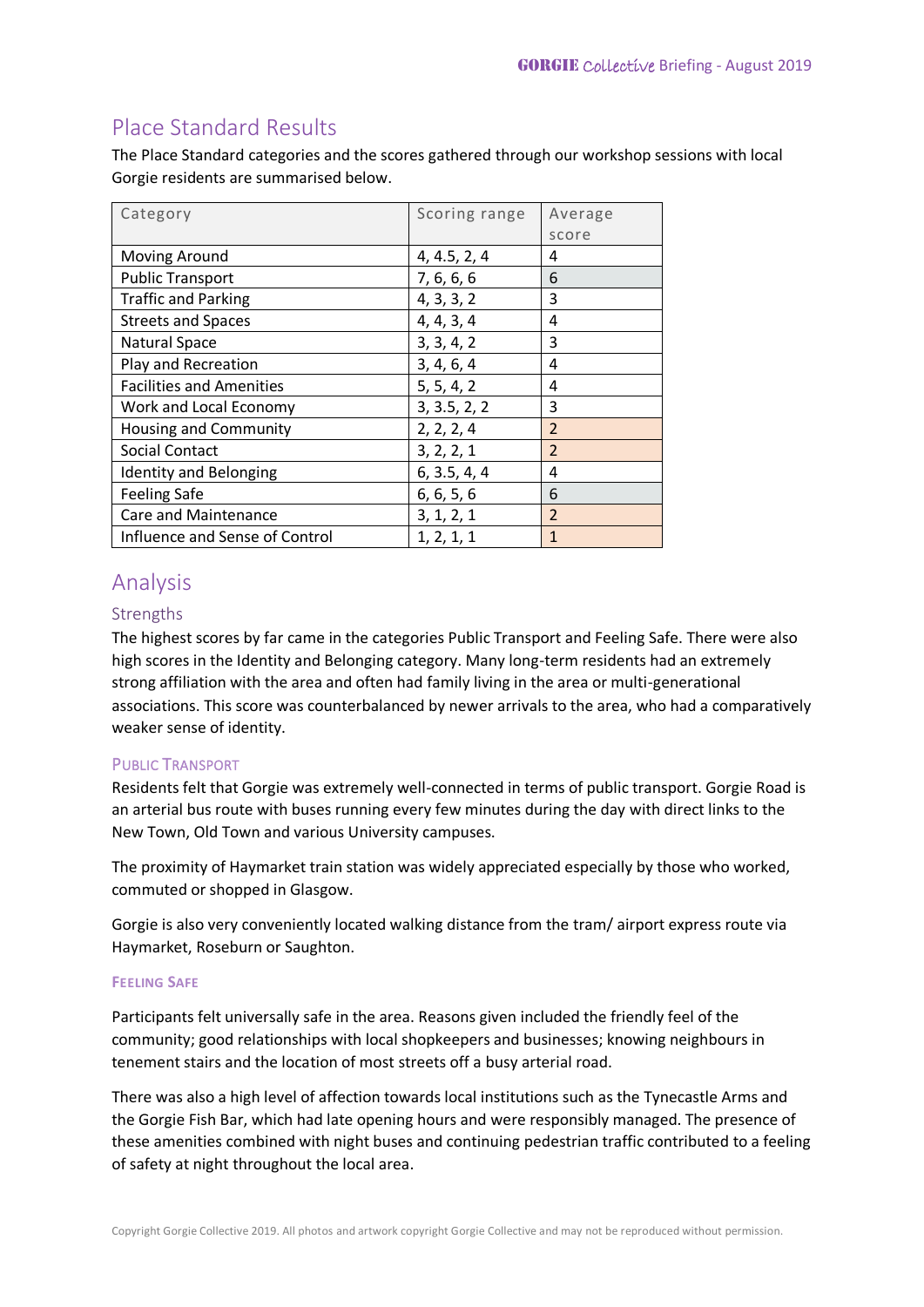## Place Standard Results

The Place Standard categories and the scores gathered through our workshop sessions with local Gorgie residents are summarised below.

| Category | Scoring range | Average score |
|---|---|---|
| Moving Around | 4, 4.5, 2, 4 | 4 |
| Public Transport | 7, 6, 6, 6 | 6 |
| Traffic and Parking | 4, 3, 3, 2 | 3 |
| Streets and Spaces | 4, 4, 3, 4 | 4 |
| Natural Space | 3, 3, 4, 2 | 3 |
| Play and Recreation | 3, 4, 6, 4 | 4 |
| Facilities and Amenities | 5, 5, 4, 2 | 4 |
| Work and Local Economy | 3, 3.5, 2, 2 | 3 |
| Housing and Community | 2, 2, 2, 4 | 2 |
| Social Contact | 3, 2, 2, 1 | 2 |
| Identity and Belonging | 6, 3.5, 4, 4 | 4 |
| Feeling Safe | 6, 6, 5, 6 | 6 |
| Care and Maintenance | 3, 1, 2, 1 | 2 |
| Influence and Sense of Control | 1, 2, 1, 1 | 1 |

## Analysis

### Strengths

The highest scores by far came in the categories Public Transport and Feeling Safe. There were also high scores in the Identity and Belonging category. Many long-term residents had an extremely strong affiliation with the area and often had family living in the area or multi-generational associations. This score was counterbalanced by newer arrivals to the area, who had a comparatively weaker sense of identity.

#### Public Transport

Residents felt that Gorgie was extremely well-connected in terms of public transport. Gorgie Road is an arterial bus route with buses running every few minutes during the day with direct links to the New Town, Old Town and various University campuses.

The proximity of Haymarket train station was widely appreciated especially by those who worked, commuted or shopped in Glasgow.

Gorgie is also very conveniently located walking distance from the tram/ airport express route via Haymarket, Roseburn or Saughton.

#### Feeling Safe

Participants felt universally safe in the area. Reasons given included the friendly feel of the community; good relationships with local shopkeepers and businesses; knowing neighbours in tenement stairs and the location of most streets off a busy arterial road.

There was also a high level of affection towards local institutions such as the Tynecastle Arms and the Gorgie Fish Bar, which had late opening hours and were responsibly managed. The presence of these amenities combined with night buses and continuing pedestrian traffic contributed to a feeling of safety at night throughout the local area.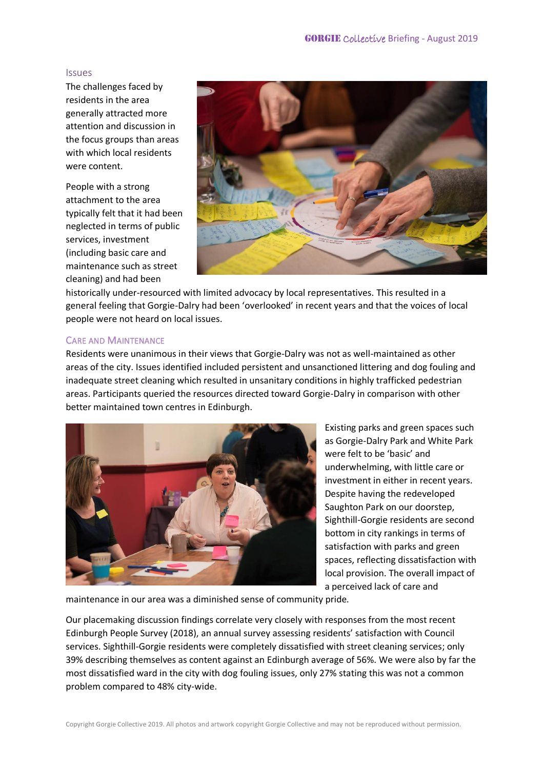## Issues

The challenges faced by residents in the area generally attracted more attention and discussion in the focus groups than areas with which local residents were content.

People with a strong attachment to the area typically felt that it had been neglected in terms of public services, investment (including basic care and maintenance such as street cleaning) and had been historically under-resourced with limited advocacy by local representatives. This resulted in a general feeling that Gorgie-Dalry had been 'overlooked' in recent years and that the voices of local people were not heard on local issues.

### Care and Maintenance

Residents were unanimous in their views that Gorgie-Dalry was not as well-maintained as other areas of the city. Issues identified included persistent and unsanctioned littering and dog fouling and inadequate street cleaning which resulted in unsanitary conditions in highly trafficked pedestrian areas. Participants queried the resources directed toward Gorgie-Dalry in comparison with other better maintained town centres in Edinburgh.

Existing parks and green spaces such as Gorgie-Dalry Park and White Park were felt to be 'basic' and underwhelming, with little care or investment in either in recent years. Despite having the redeveloped Saughton Park on our doorstep, Sighthill-Gorgie residents are second bottom in city rankings in terms of satisfaction with parks and green spaces, reflecting dissatisfaction with local provision. The overall impact of a perceived lack of care and maintenance in our area was a diminished sense of community pride.

Our placemaking discussion findings correlate very closely with responses from the most recent Edinburgh People Survey (2018), an annual survey assessing residents' satisfaction with Council services. Sighthill-Gorgie residents were completely dissatisfied with street cleaning services; only 39% describing themselves as content against an Edinburgh average of 56%. We were also by far the most dissatisfied ward in the city with dog fouling issues, only 27% stating this was not a common problem compared to 48% city-wide.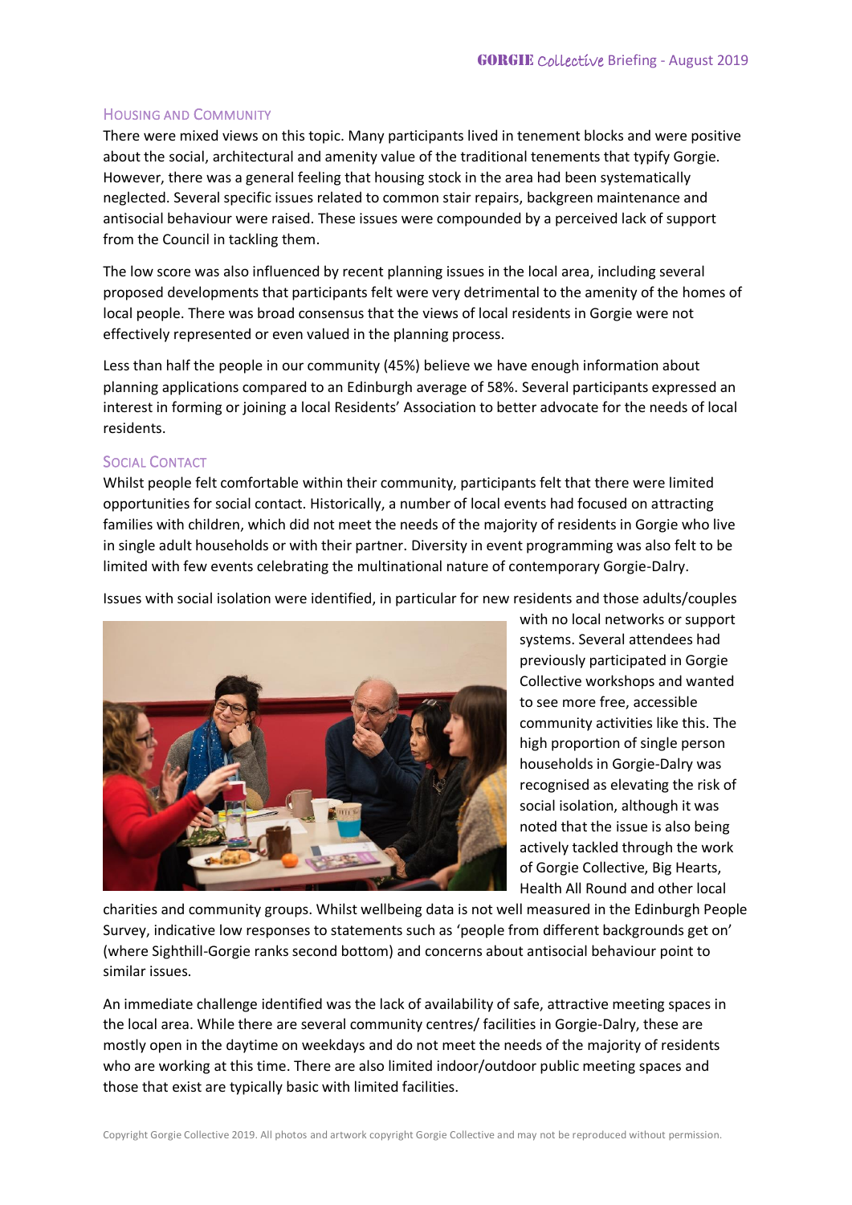## Housing and Community

There were mixed views on this topic. Many participants lived in tenement blocks and were positive about the social, architectural and amenity value of the traditional tenements that typify Gorgie. However, there was a general feeling that housing stock in the area had been systematically neglected. Several specific issues related to common stair repairs, backgreen maintenance and antisocial behaviour were raised. These issues were compounded by a perceived lack of support from the Council in tackling them.

The low score was also influenced by recent planning issues in the local area, including several proposed developments that participants felt were very detrimental to the amenity of the homes of local people. There was broad consensus that the views of local residents in Gorgie were not effectively represented or even valued in the planning process.

Less than half the people in our community (45%) believe we have enough information about planning applications compared to an Edinburgh average of 58%. Several participants expressed an interest in forming or joining a local Residents' Association to better advocate for the needs of local residents.

## Social Contact

Whilst people felt comfortable within their community, participants felt that there were limited opportunities for social contact. Historically, a number of local events had focused on attracting families with children, which did not meet the needs of the majority of residents in Gorgie who live in single adult households or with their partner. Diversity in event programming was also felt to be limited with few events celebrating the multinational nature of contemporary Gorgie-Dalry.

Issues with social isolation were identified, in particular for new residents and those adults/couples with no local networks or support systems. Several attendees had previously participated in Gorgie Collective workshops and wanted to see more free, accessible community activities like this. The high proportion of single person households in Gorgie-Dalry was recognised as elevating the risk of social isolation, although it was noted that the issue is also being actively tackled through the work of Gorgie Collective, Big Hearts, Health All Round and other local charities and community groups. Whilst wellbeing data is not well measured in the Edinburgh People Survey, indicative low responses to statements such as 'people from different backgrounds get on' (where Sighthill-Gorgie ranks second bottom) and concerns about antisocial behaviour point to similar issues.

An immediate challenge identified was the lack of availability of safe, attractive meeting spaces in the local area. While there are several community centres/ facilities in Gorgie-Dalry, these are mostly open in the daytime on weekdays and do not meet the needs of the majority of residents who are working at this time. There are also limited indoor/outdoor public meeting spaces and those that exist are typically basic with limited facilities.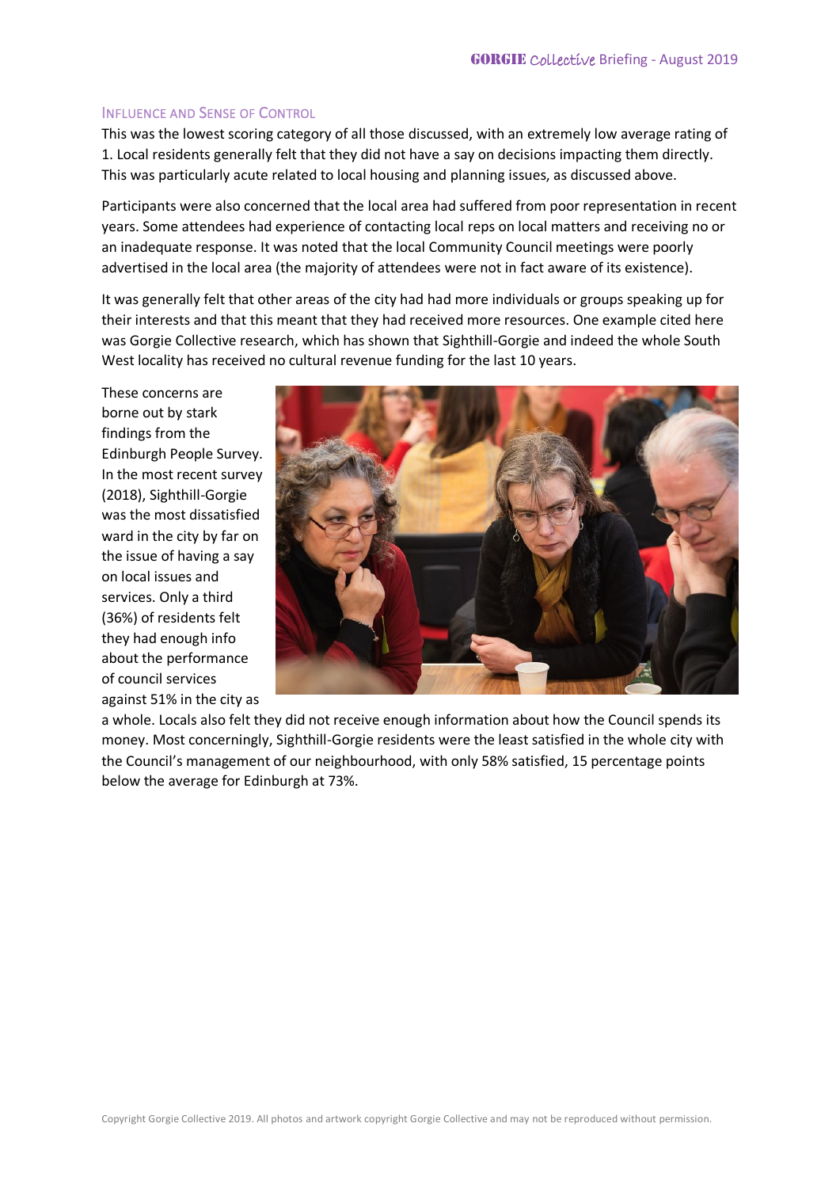## Influence and Sense of Control

This was the lowest scoring category of all those discussed, with an extremely low average rating of 1. Local residents generally felt that they did not have a say on decisions impacting them directly. This was particularly acute related to local housing and planning issues, as discussed above.

Participants were also concerned that the local area had suffered from poor representation in recent years. Some attendees had experience of contacting local reps on local matters and receiving no or an inadequate response. It was noted that the local Community Council meetings were poorly advertised in the local area (the majority of attendees were not in fact aware of its existence).

It was generally felt that other areas of the city had had more individuals or groups speaking up for their interests and that this meant that they had received more resources. One example cited here was Gorgie Collective research, which has shown that Sighthill-Gorgie and indeed the whole South West locality has received no cultural revenue funding for the last 10 years.

These concerns are borne out by stark findings from the Edinburgh People Survey. In the most recent survey (2018), Sighthill-Gorgie was the most dissatisfied ward in the city by far on the issue of having a say on local issues and services. Only a third (36%) of residents felt they had enough info about the performance of council services against 51% in the city as a whole. Locals also felt they did not receive enough information about how the Council spends its money. Most concerningly, Sighthill-Gorgie residents were the least satisfied in the whole city with the Council's management of our neighbourhood, with only 58% satisfied, 15 percentage points below the average for Edinburgh at 73%.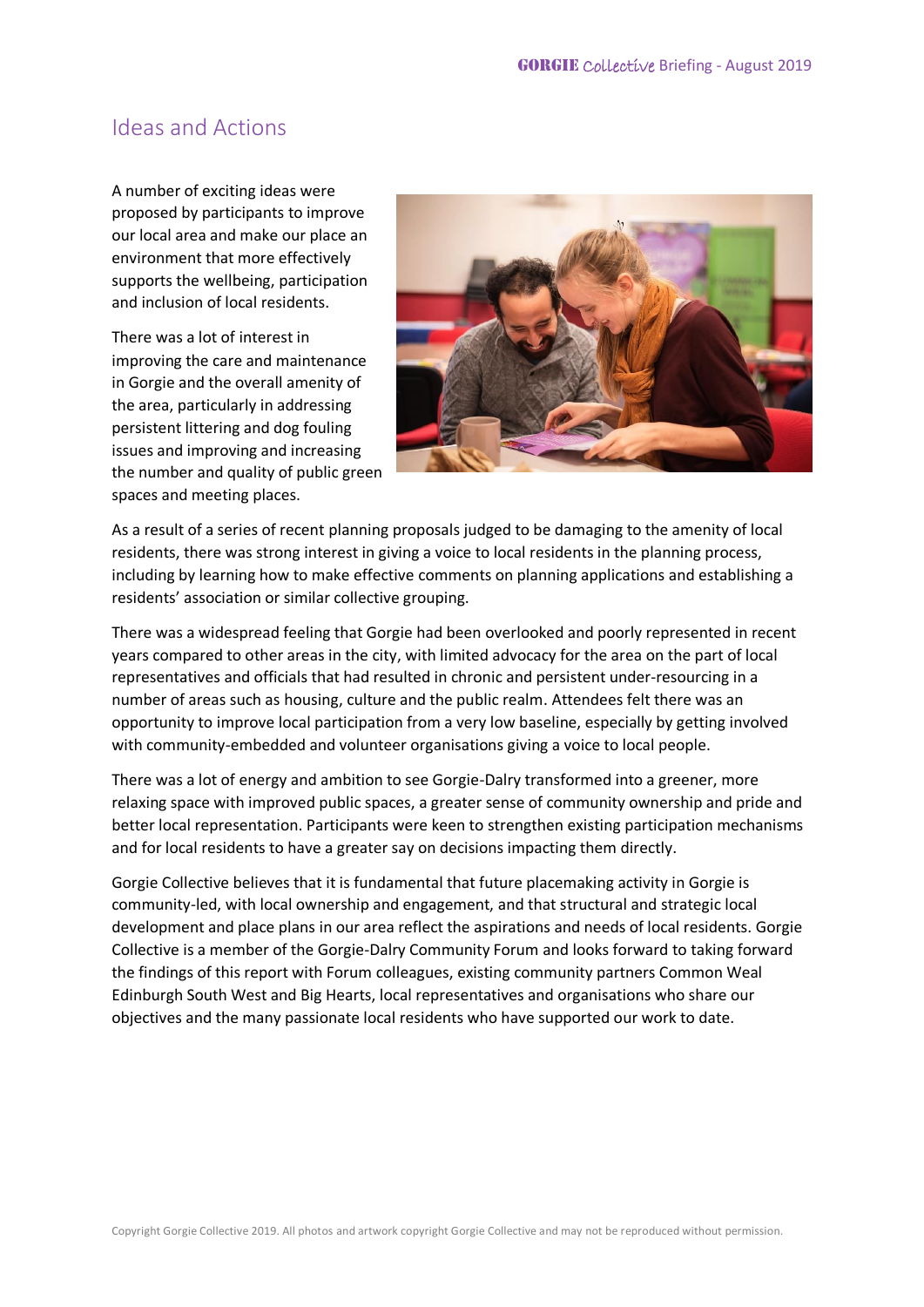## Ideas and Actions

A number of exciting ideas were proposed by participants to improve our local area and make our place an environment that more effectively supports the wellbeing, participation and inclusion of local residents.

There was a lot of interest in improving the care and maintenance in Gorgie and the overall amenity of the area, particularly in addressing persistent littering and dog fouling issues and improving and increasing the number and quality of public green spaces and meeting places.

As a result of a series of recent planning proposals judged to be damaging to the amenity of local residents, there was strong interest in giving a voice to local residents in the planning process, including by learning how to make effective comments on planning applications and establishing a residents' association or similar collective grouping.

There was a widespread feeling that Gorgie had been overlooked and poorly represented in recent years compared to other areas in the city, with limited advocacy for the area on the part of local representatives and officials that had resulted in chronic and persistent under-resourcing in a number of areas such as housing, culture and the public realm. Attendees felt there was an opportunity to improve local participation from a very low baseline, especially by getting involved with community-embedded and volunteer organisations giving a voice to local people.

There was a lot of energy and ambition to see Gorgie-Dalry transformed into a greener, more relaxing space with improved public spaces, a greater sense of community ownership and pride and better local representation. Participants were keen to strengthen existing participation mechanisms and for local residents to have a greater say on decisions impacting them directly.

Gorgie Collective believes that it is fundamental that future placemaking activity in Gorgie is community-led, with local ownership and engagement, and that structural and strategic local development and place plans in our area reflect the aspirations and needs of local residents. Gorgie Collective is a member of the Gorgie-Dalry Community Forum and looks forward to taking forward the findings of this report with Forum colleagues, existing community partners Common Weal Edinburgh South West and Big Hearts, local representatives and organisations who share our objectives and the many passionate local residents who have supported our work to date.

Copyright Gorgie Collective 2019. All photos and artwork copyright Gorgie Collective and may not be reproduced without permission.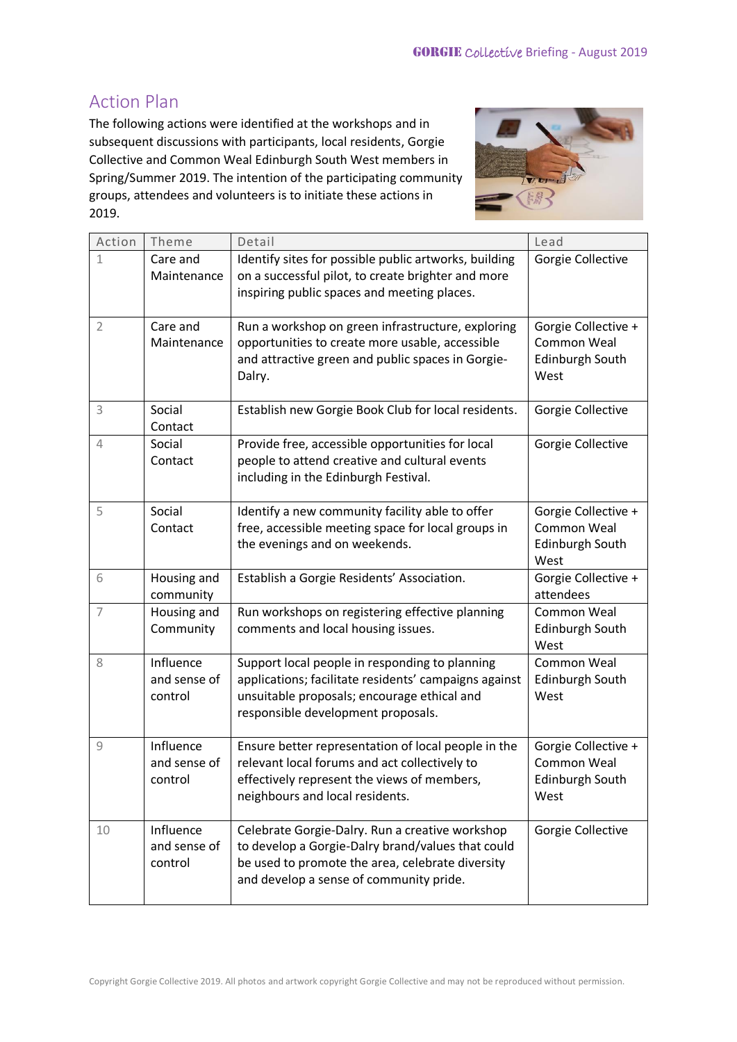## Action Plan

The following actions were identified at the workshops and in subsequent discussions with participants, local residents, Gorgie Collective and Common Weal Edinburgh South West members in Spring/Summer 2019. The intention of the participating community groups, attendees and volunteers is to initiate these actions in 2019.

| Action | Theme | Detail | Lead |
|---|---|---|---|
| 1 | Care and Maintenance | Identify sites for possible public artworks, building on a successful pilot, to create brighter and more inspiring public spaces and meeting places. | Gorgie Collective |
| 2 | Care and Maintenance | Run a workshop on green infrastructure, exploring opportunities to create more usable, accessible and attractive green and public spaces in Gorgie-Dalry. | Gorgie Collective + Common Weal Edinburgh South West |
| 3 | Social Contact | Establish new Gorgie Book Club for local residents. | Gorgie Collective |
| 4 | Social Contact | Provide free, accessible opportunities for local people to attend creative and cultural events including in the Edinburgh Festival. | Gorgie Collective |
| 5 | Social Contact | Identify a new community facility able to offer free, accessible meeting space for local groups in the evenings and on weekends. | Gorgie Collective + Common Weal Edinburgh South West |
| 6 | Housing and community | Establish a Gorgie Residents' Association. | Gorgie Collective + attendees |
| 7 | Housing and Community | Run workshops on registering effective planning comments and local housing issues. | Common Weal Edinburgh South West |
| 8 | Influence and sense of control | Support local people in responding to planning applications; facilitate residents' campaigns against unsuitable proposals; encourage ethical and responsible development proposals. | Common Weal Edinburgh South West |
| 9 | Influence and sense of control | Ensure better representation of local people in the relevant local forums and act collectively to effectively represent the views of members, neighbours and local residents. | Gorgie Collective + Common Weal Edinburgh South West |
| 10 | Influence and sense of control | Celebrate Gorgie-Dalry. Run a creative workshop to develop a Gorgie-Dalry brand/values that could be used to promote the area, celebrate diversity and develop a sense of community pride. | Gorgie Collective |